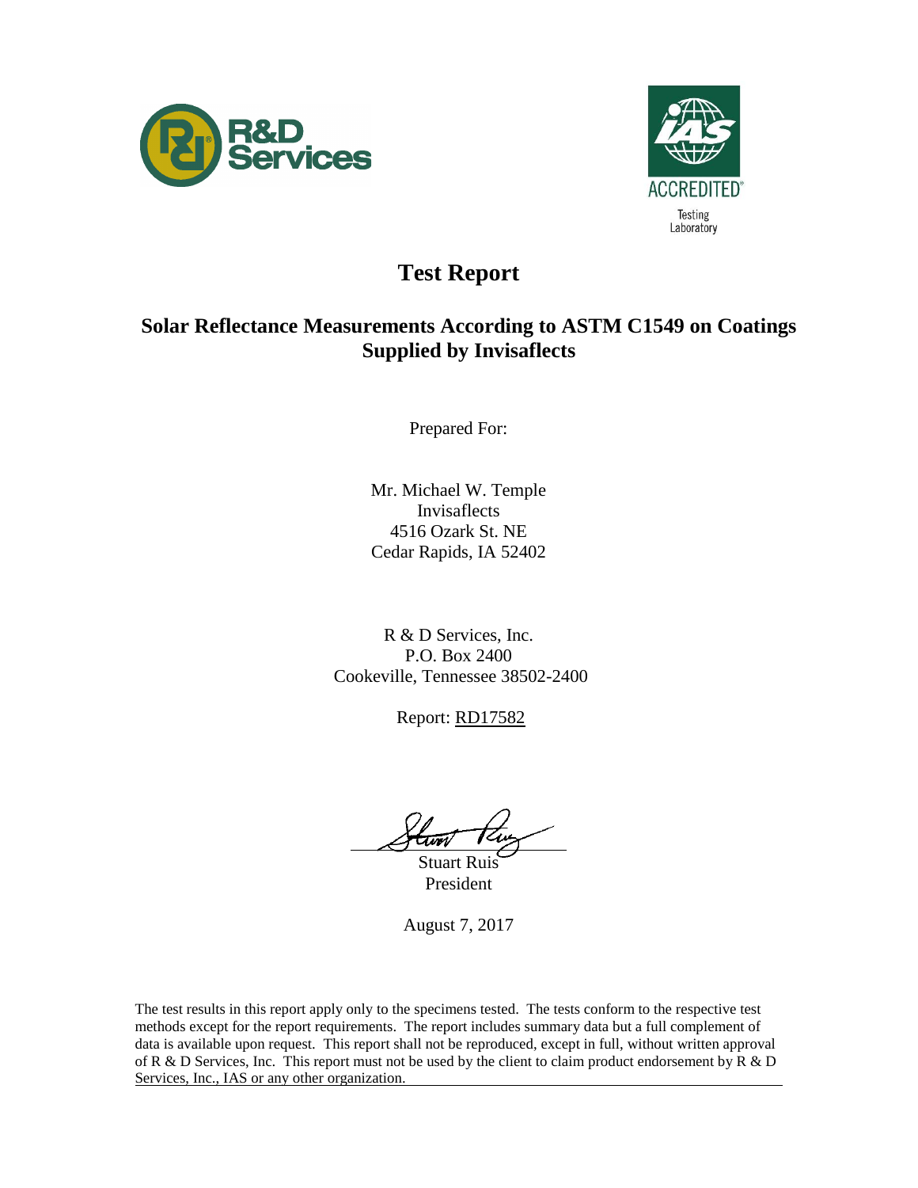R&D Services

ACCREDITED
Testing Laboratory

# Test Report

## Solar Reflectance Measurements According to ASTM C1549 on Coatings Supplied by Invisaflects

Prepared For:

Mr. Michael W. Temple  
Invisaflects  
4516 Ozark St. NE  
Cedar Rapids, IA 52402

R & D Services, Inc.  
P.O. Box 2400  
Cookeville, Tennessee 38502-2400

Report: RD17582

Stuart Ruis  
President

August 7, 2017

The test results in this report apply only to the specimens tested. The tests conform to the respective test methods except for the report requirements. The report includes summary data but a full complement of data is available upon request. This report shall not be reproduced, except in full, without written approval of R & D Services, Inc. This report must not be used by the client to claim product endorsement by R & D Services, Inc., IAS or any other organization.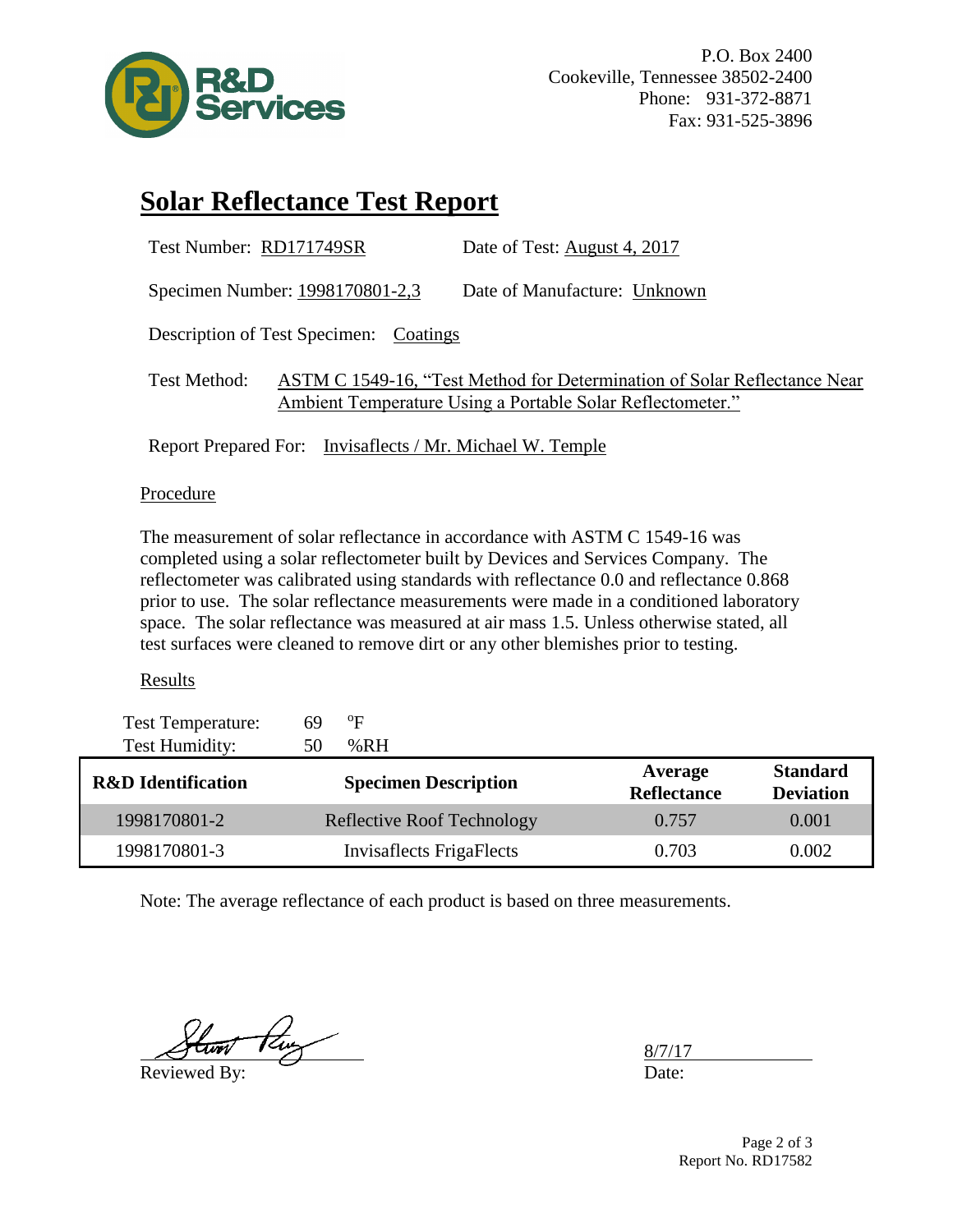R&D Services

P.O. Box 2400
Cookeville, Tennessee 38502-2400
Phone: 931-372-8871
Fax: 931-525-3896

# Solar Reflectance Test Report

Test Number: RD171749SR    Date of Test: August 4, 2017

Specimen Number: 1998170801-2,3    Date of Manufacture: Unknown

Description of Test Specimen: Coatings

Test Method: ASTM C 1549-16, "Test Method for Determination of Solar Reflectance Near Ambient Temperature Using a Portable Solar Reflectometer."

Report Prepared For: Invisaflects / Mr. Michael W. Temple

## Procedure

The measurement of solar reflectance in accordance with ASTM C 1549-16 was completed using a solar reflectometer built by Devices and Services Company. The reflectometer was calibrated using standards with reflectance 0.0 and reflectance 0.868 prior to use. The solar reflectance measurements were made in a conditioned laboratory space. The solar reflectance was measured at air mass 1.5. Unless otherwise stated, all test surfaces were cleaned to remove dirt or any other blemishes prior to testing.

## Results

Test Temperature: 69 °F
Test Humidity: 50 %RH

| R&D Identification | Specimen Description | Average Reflectance | Standard Deviation |
|---|---|---|---|
| 1998170801-2 | Reflective Roof Technology | 0.757 | 0.001 |
| 1998170801-3 | Invisaflects FrigaFlects | 0.703 | 0.002 |

Note: The average reflectance of each product is based on three measurements.

Reviewed By: [signature]    Date: 8/7/17

Report No. RD17582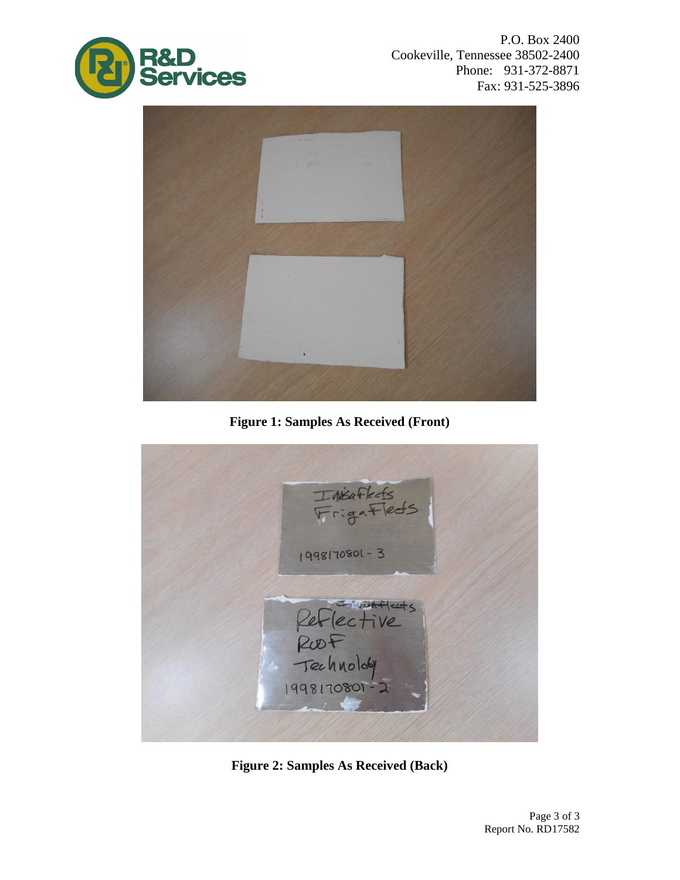Figure 1: Samples As Received (Front)

Figure 2: Samples As Received (Back)